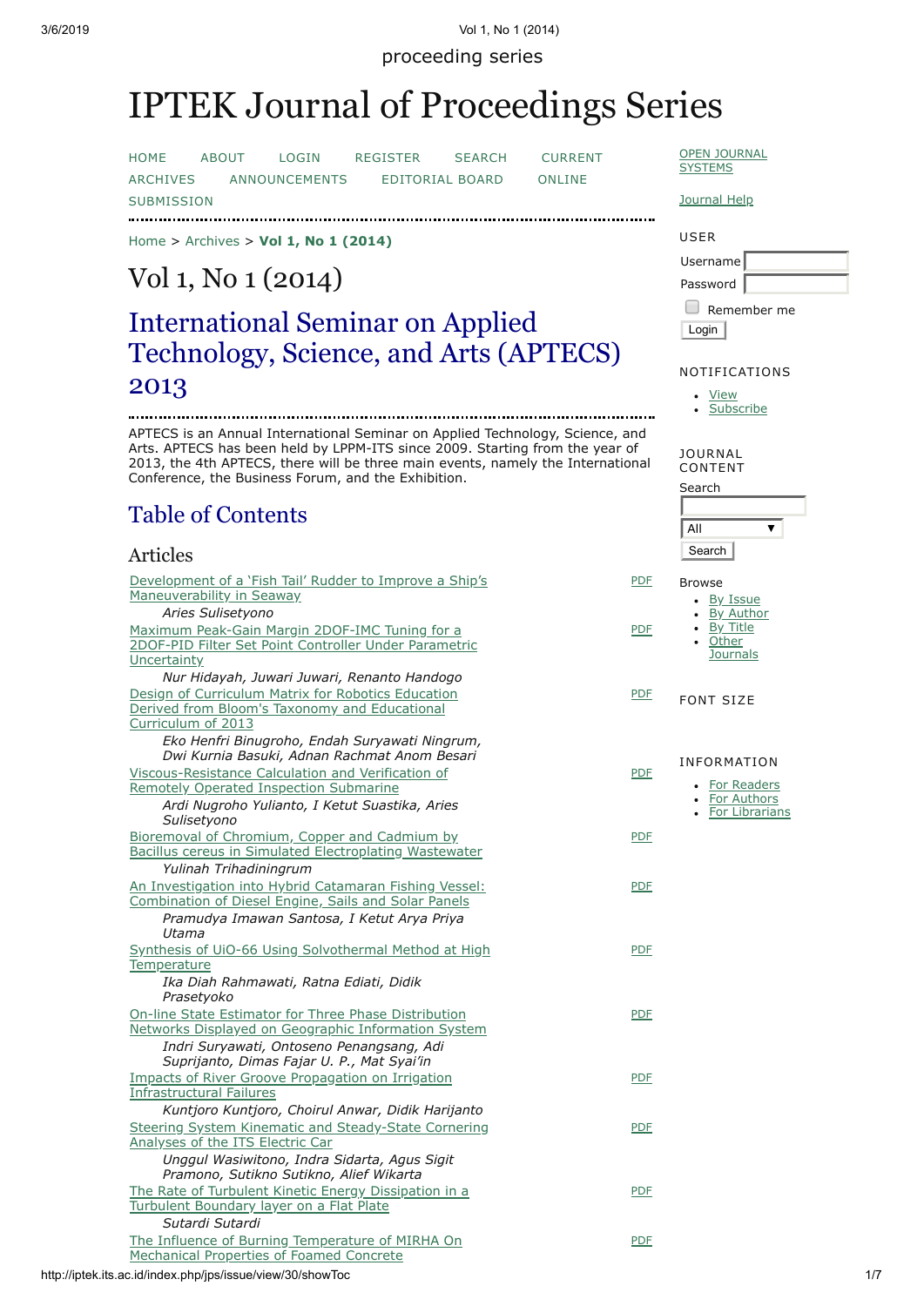proceeding series

# IPTEK Journal of Proceedings Series

HOME ABOUT LOGIN REGISTER SEARCH CURRENT ARCHIVES ANNOUNCEMENTS EDITORIAL BOARD ONLINE SUBMISSION

Home > Archives > **Vol 1, No 1 (2014)**

## Vol 1, No 1 (2014)

## International Seminar on Applied Technology, Science, and Arts (APTECS) 2013

APTECS is an Annual International Seminar on Applied Technology, Science, and Arts. APTECS has been held by LPPM-ITS since 2009. Starting from the year of 2013, the 4th APTECS, there will be three main events, namely the International Conference, the Business Forum, and the Exhibition.

## Table of Contents

### Articles

Development of a 'Fish Tail' Rudder to Improve a Ship's Maneuverability in Seaway — PDF
*Aries Sulisetyono*

Maximum Peak-Gain Margin 2DOF-IMC Tuning for a 2DOF-PID Filter Set Point Controller Under Parametric Uncertainty — PDF
*Nur Hidayah, Juwari Juwari, Renanto Handogo*

Design of Curriculum Matrix for Robotics Education Derived from Bloom's Taxonomy and Educational Curriculum of 2013 — PDF
*Eko Henfri Binugroho, Endah Suryawati Ningrum, Dwi Kurnia Basuki, Adnan Rachmat Anom Besari*

Viscous-Resistance Calculation and Verification of Remotely Operated Inspection Submarine — PDF
*Ardi Nugroho Yulianto, I Ketut Suastika, Aries Sulisetyono*

Bioremoval of Chromium, Copper and Cadmium by Bacillus cereus in Simulated Electroplating Wastewater — PDF
*Yulinah Trihadiningrum*

An Investigation into Hybrid Catamaran Fishing Vessel: Combination of Diesel Engine, Sails and Solar Panels — PDF
*Pramudya Imawan Santosa, I Ketut Arya Priya Utama*

Synthesis of UiO-66 Using Solvothermal Method at High Temperature — PDF
*Ika Diah Rahmawati, Ratna Ediati, Didik Prasetyoko*

On-line State Estimator for Three Phase Distribution Networks Displayed on Geographic Information System — PDF
*Indri Suryawati, Ontoseno Penangsang, Adi Suprijanto, Dimas Fajar U. P., Mat Syai'in*

Impacts of River Groove Propagation on Irrigation Infrastructural Failures — PDF
*Kuntjoro Kuntjoro, Choirul Anwar, Didik Harijanto*

Steering System Kinematic and Steady-State Cornering Analyses of the ITS Electric Car — PDF
*Unggul Wasiwitono, Indra Sidarta, Agus Sigit Pramono, Sutikno Sutikno, Alief Wikarta*

The Rate of Turbulent Kinetic Energy Dissipation in a Turbulent Boundary layer on a Flat Plate — PDF
*Sutardi Sutardi*

The Influence of Burning Temperature of MIRHA On Mechanical Properties of Foamed Concrete — PDF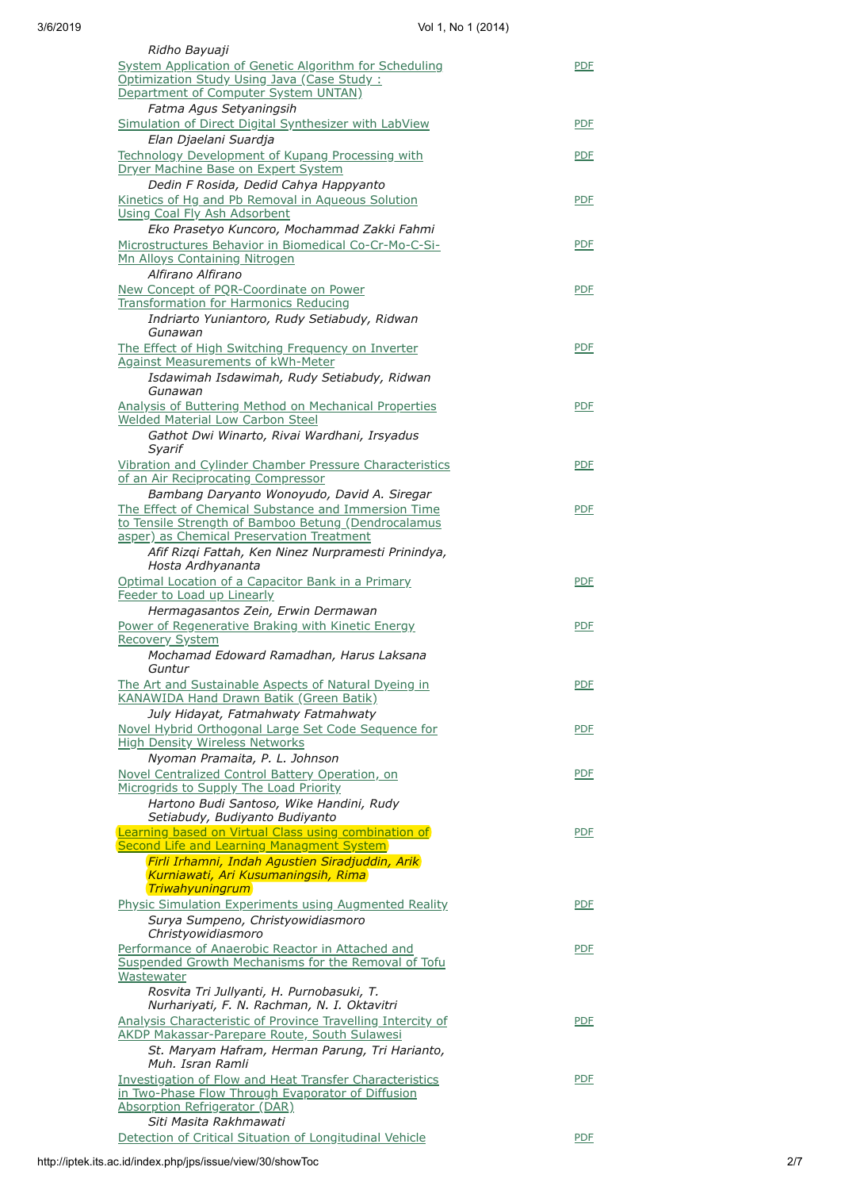*Ridho Bayuaji*

System Application of Genetic Algorithm for Scheduling Optimization Study Using Java (Case Study : Department of Computer System UNTAN) — PDF

*Fatma Agus Setyaningsih*

Simulation of Direct Digital Synthesizer with LabView — PDF

*Elan Djaelani Suardja*

Technology Development of Kupang Processing with Dryer Machine Base on Expert System — PDF

*Dedin F Rosida, Dedid Cahya Happyanto*

Kinetics of Hg and Pb Removal in Aqueous Solution Using Coal Fly Ash Adsorbent — PDF

*Eko Prasetyo Kuncoro, Mochammad Zakki Fahmi*

Microstructures Behavior in Biomedical Co-Cr-Mo-C-Si-Mn Alloys Containing Nitrogen — PDF

*Alfirano Alfirano*

New Concept of PQR-Coordinate on Power Transformation for Harmonics Reducing — PDF

*Indriarto Yuniantoro, Rudy Setiabudy, Ridwan Gunawan*

The Effect of High Switching Frequency on Inverter Against Measurements of kWh-Meter — PDF

*Isdawimah Isdawimah, Rudy Setiabudy, Ridwan Gunawan*

Analysis of Buttering Method on Mechanical Properties Welded Material Low Carbon Steel — PDF

*Gathot Dwi Winarto, Rivai Wardhani, Irsyadus Syarif*

Vibration and Cylinder Chamber Pressure Characteristics of an Air Reciprocating Compressor — PDF

*Bambang Daryanto Wonoyudo, David A. Siregar*

The Effect of Chemical Substance and Immersion Time to Tensile Strength of Bamboo Betung (Dendrocalamus asper) as Chemical Preservation Treatment — PDF

*Afif Rizqi Fattah, Ken Ninez Nurpramesti Prinindya, Hosta Ardhyananta*

Optimal Location of a Capacitor Bank in a Primary Feeder to Load up Linearly — PDF

*Hermagasantos Zein, Erwin Dermawan*

Power of Regenerative Braking with Kinetic Energy Recovery System — PDF

*Mochamad Edoward Ramadhan, Harus Laksana Guntur*

The Art and Sustainable Aspects of Natural Dyeing in KANAWIDA Hand Drawn Batik (Green Batik) — PDF

*July Hidayat, Fatmahwaty Fatmahwaty*

Novel Hybrid Orthogonal Large Set Code Sequence for High Density Wireless Networks — PDF

*Nyoman Pramaita, P. L. Johnson*

Novel Centralized Control Battery Operation, on Microgrids to Supply The Load Priority — PDF

*Hartono Budi Santoso, Wike Handini, Rudy Setiabudy, Budiyanto Budiyanto*

Learning based on Virtual Class using combination of Second Life and Learning Managment System — PDF

*Firli Irhamni, Indah Agustien Siradjuddin, Arik Kurniawati, Ari Kusumaningsih, Rima Triwahyuningrum*

Physic Simulation Experiments using Augmented Reality — PDF

*Surya Sumpeno, Christyowidiasmoro Christyowidiasmoro*

Performance of Anaerobic Reactor in Attached and Suspended Growth Mechanisms for the Removal of Tofu Wastewater — PDF

*Rosvita Tri Jullyanti, H. Purnobasuki, T. Nurhariyati, F. N. Rachman, N. I. Oktavitri*

Analysis Characteristic of Province Travelling Intercity of AKDP Makassar-Parepare Route, South Sulawesi — PDF

*St. Maryam Hafram, Herman Parung, Tri Harianto, Muh. Isran Ramli*

Investigation of Flow and Heat Transfer Characteristics in Two-Phase Flow Through Evaporator of Diffusion Absorption Refrigerator (DAR) — PDF

*Siti Masita Rakhmawati*

Detection of Critical Situation of Longitudinal Vehicle — PDF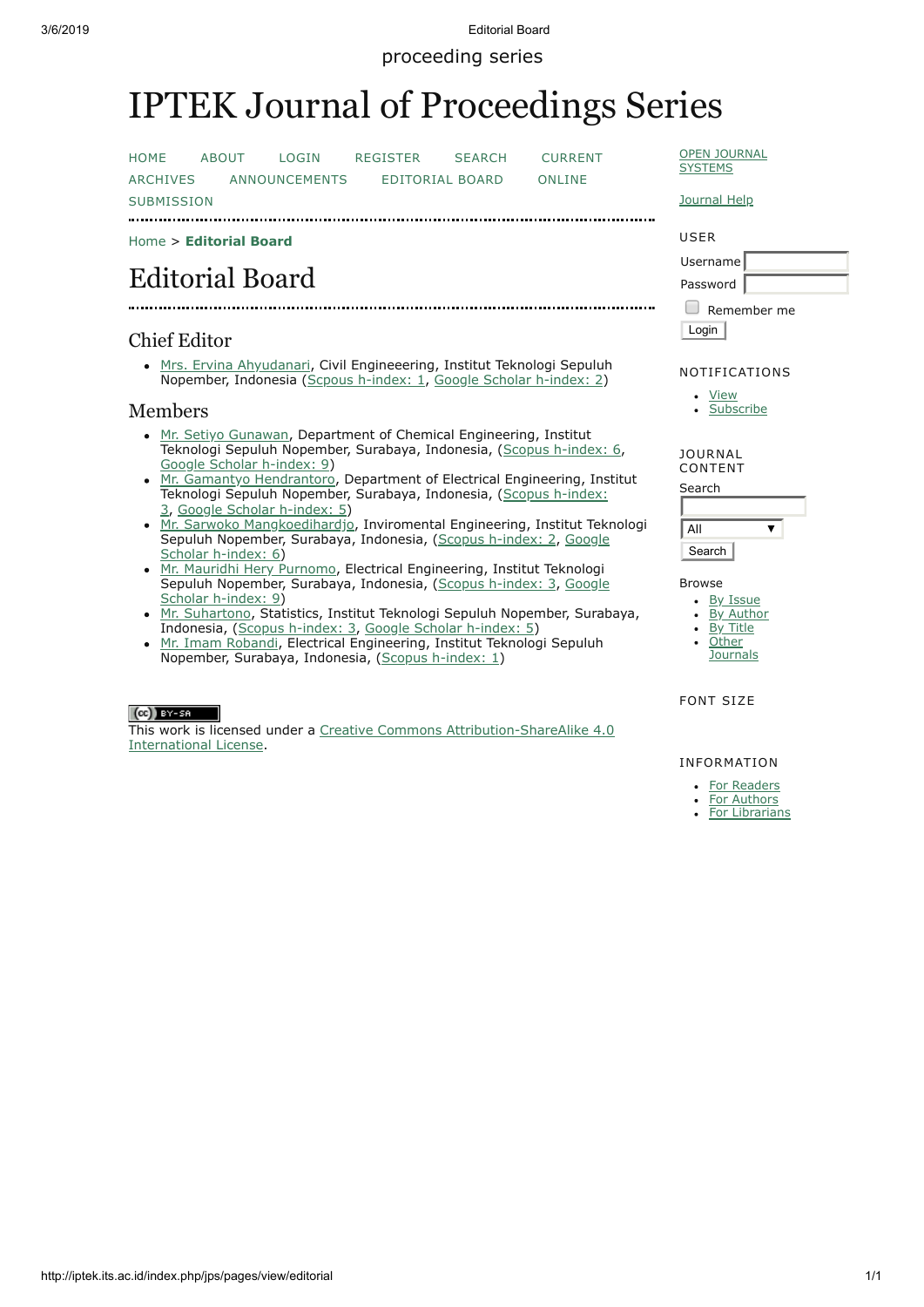proceeding series

# IPTEK Journal of Proceedings Series

HOME ABOUT LOGIN REGISTER SEARCH CURRENT ARCHIVES ANNOUNCEMENTS EDITORIAL BOARD ONLINE SUBMISSION

Home > **Editorial Board**

## Editorial Board

### Chief Editor

- Mrs. Ervina Ahyudanari, Civil Engineeering, Institut Teknologi Sepuluh Nopember, Indonesia (Scpous h-index: 1, Google Scholar h-index: 2)

### Members

- Mr. Setiyo Gunawan, Department of Chemical Engineering, Institut Teknologi Sepuluh Nopember, Surabaya, Indonesia, (Scopus h-index: 6, Google Scholar h-index: 9)
- Mr. Gamantyo Hendrantoro, Department of Electrical Engineering, Institut Teknologi Sepuluh Nopember, Surabaya, Indonesia, (Scopus h-index: 3, Google Scholar h-index: 5)
- Mr. Sarwoko Mangkoedihardjo, Inviromental Engineering, Institut Teknologi Sepuluh Nopember, Surabaya, Indonesia, (Scopus h-index: 2, Google Scholar h-index: 6)
- Mr. Mauridhi Hery Purnomo, Electrical Engineering, Institut Teknologi Sepuluh Nopember, Surabaya, Indonesia, (Scopus h-index: 3, Google Scholar h-index: 9)
- Mr. Suhartono, Statistics, Institut Teknologi Sepuluh Nopember, Surabaya, Indonesia, (Scopus h-index: 3, Google Scholar h-index: 5)
- Mr. Imam Robandi, Electrical Engineering, Institut Teknologi Sepuluh Nopember, Surabaya, Indonesia, (Scopus h-index: 1)

This work is licensed under a Creative Commons Attribution-ShareAlike 4.0 International License.

OPEN JOURNAL SYSTEMS

Journal Help

USER

Username

Password

Remember me

Login

NOTIFICATIONS

- View
- Subscribe

JOURNAL CONTENT

Search

All

Search

Browse

- By Issue
- By Author
- By Title
- Other Journals

FONT SIZE

INFORMATION

- For Readers
- For Authors
- For Librarians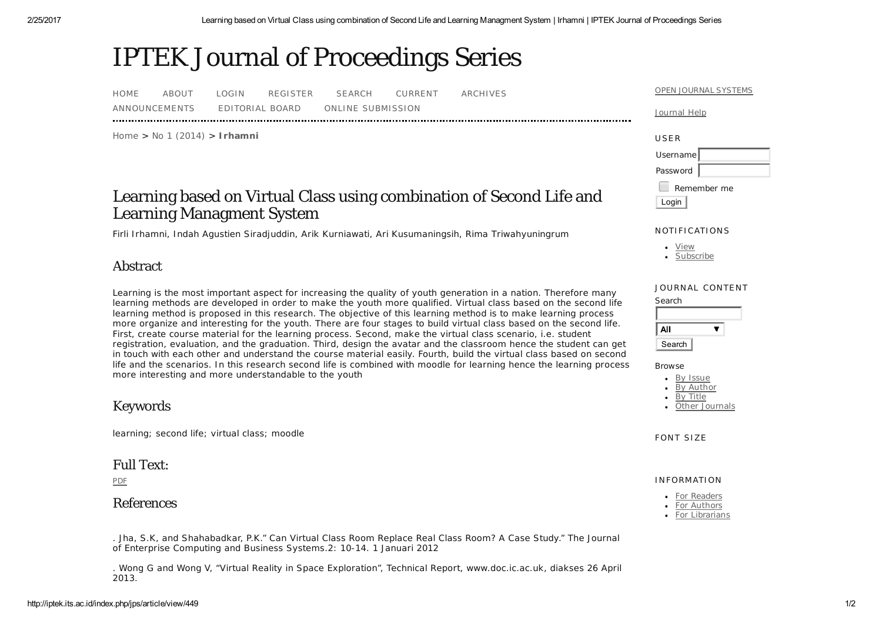# IPTEK Journal of Proceedings Series

HOME ABOUT LOGIN REGISTER SEARCH CURRENT ARCHIVES ANNOUNCEMENTS EDITORIAL BOARD ONLINE SUBMISSION

Home > No 1 (2014) > **Irhamni**

## Learning based on Virtual Class using combination of Second Life and Learning Managment System

Firli Irhamni, Indah Agustien Siradjuddin, Arik Kurniawati, Ari Kusumaningsih, Rima Triwahyuningrum

### Abstract

Learning is the most important aspect for increasing the quality of youth generation in a nation. Therefore many learning methods are developed in order to make the youth more qualified. Virtual class based on the second life learning method is proposed in this research. The objective of this learning method is to make learning process more organize and interesting for the youth. There are four stages to build virtual class based on the second life. First, create course material for the learning process. Second, make the virtual class scenario, i.e. student registration, evaluation, and the graduation. Third, design the avatar and the classroom hence the student can get in touch with each other and understand the course material easily. Fourth, build the virtual class based on second life and the scenarios. In this research second life is combined with moodle for learning hence the learning process more interesting and more understandable to the youth

### Keywords

learning; second life; virtual class; moodle

### Full Text:

PDF

### References

. Jha, S.K, and Shahabadkar, P.K." Can Virtual Class Room Replace Real Class Room? A Case Study." The Journal of Enterprise Computing and Business Systems.2: 10-14. 1 Januari 2012

. Wong G and Wong V, "Virtual Reality in Space Exploration", Technical Report, www.doc.ic.ac.uk, diakses 26 April 2013.

OPEN JOURNAL SYSTEMS

Journal Help

USER

Username
Password
Remember me
Login

NOTIFICATIONS

- View
- Subscribe

JOURNAL CONTENT

Search

All

Search

Browse

- By Issue
- By Author
- By Title
- Other Journals

FONT SIZE

INFORMATION

- For Readers
- For Authors
- For Librarians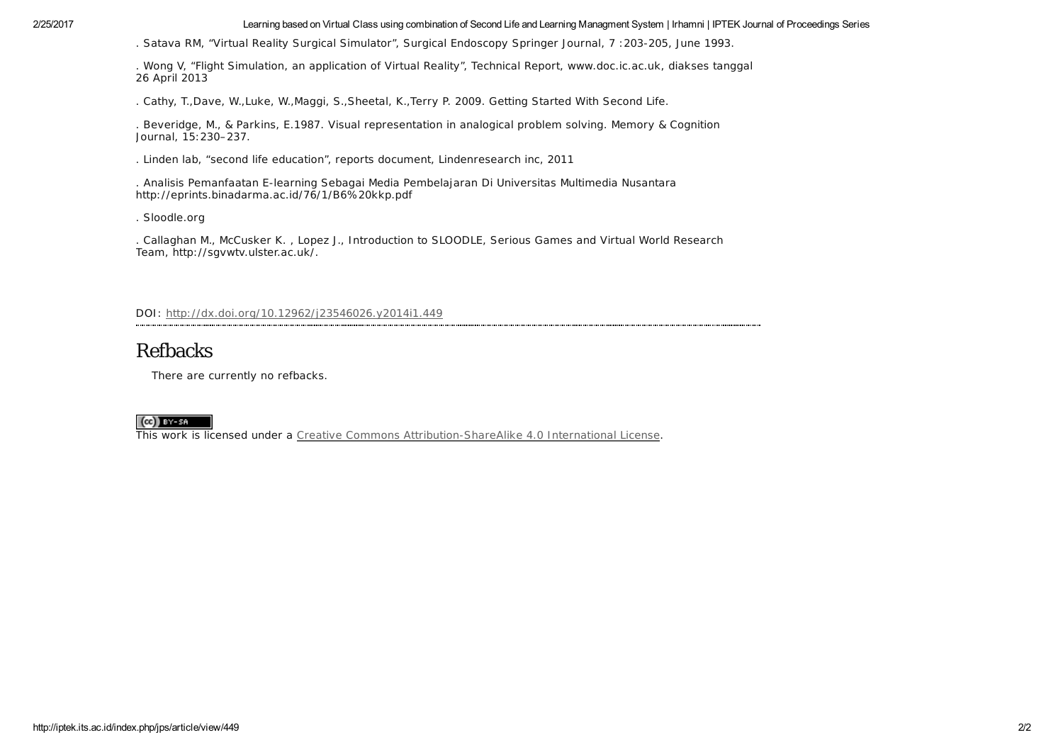. Satava RM, "Virtual Reality Surgical Simulator", Surgical Endoscopy Springer Journal, 7 :203-205, June 1993.

. Wong V, "Flight Simulation, an application of Virtual Reality", Technical Report, www.doc.ic.ac.uk, diakses tanggal 26 April 2013

. Cathy, T.,Dave, W.,Luke, W.,Maggi, S.,Sheetal, K.,Terry P. 2009. Getting Started With Second Life.

. Beveridge, M., & Parkins, E.1987. Visual representation in analogical problem solving. Memory & Cognition Journal, 15:230–237.

. Linden lab, "second life education", reports document, Lindenresearch inc, 2011

. Analisis Pemanfaatan E-learning Sebagai Media Pembelajaran Di Universitas Multimedia Nusantara http://eprints.binadarma.ac.id/76/1/B6%20kkp.pdf

. Sloodle.org

. Callaghan M., McCusker K. , Lopez J., Introduction to SLOODLE, Serious Games and Virtual World Research Team, http://sgvwtv.ulster.ac.uk/.

DOI: http://dx.doi.org/10.12962/j23546026.y2014i1.449

## Refbacks

There are currently no refbacks.

This work is licensed under a Creative Commons Attribution-ShareAlike 4.0 International License.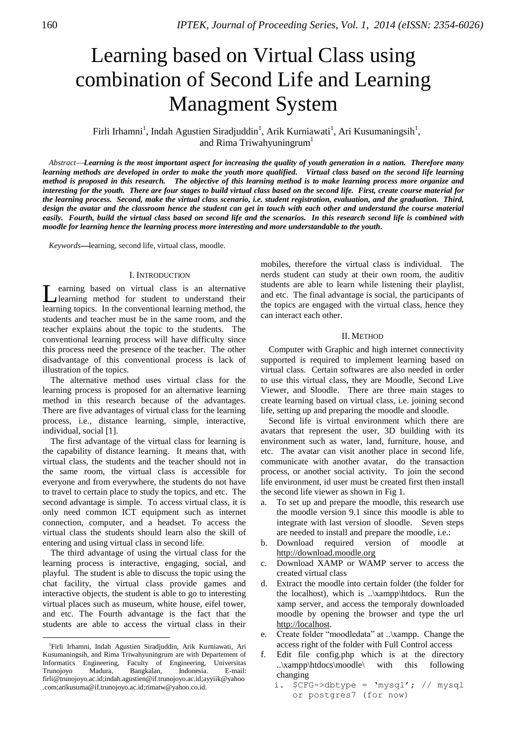# Learning based on Virtual Class using combination of Second Life and Learning Managment System

Firli Irhamni[1], Indah Agustien Siradjuddin[1], Arik Kurniawati[1], Ari Kusumaningsih[1], and Rima Triwahyuningrum[1]

*Abstract*—***Learning is the most important aspect for increasing the quality of youth generation in a nation. Therefore many learning methods are developed in order to make the youth more qualified. Virtual class based on the second life learning method is proposed in this research. The objective of this learning method is to make learning process more organize and interesting for the youth. There are four stages to build virtual class based on the second life. First, create course material for the learning process. Second, make the virtual class scenario, i.e. student registration, evaluation, and the graduation. Third, design the avatar and the classroom hence the student can get in touch with each other and understand the course material easily. Fourth, build the virtual class based on second life and the scenarios. In this research second life is combined with moodle for learning hence the learning process more interesting and more understandable to the youth.***

*Keywords*—learning, second life, virtual class, moodle.

## I. Introduction

Learning based on virtual class is an alternative learning method for student to understand their learning topics. In the conventional learning method, the students and teacher must be in the same room, and the teacher explains about the topic to the students. The conventional learning process will have difficulty since this process need the presence of the teacher. The other disadvantage of this conventional process is lack of illustration of the topics.

The alternative method uses virtual class for the learning process is proposed for an alternative learning method in this research because of the advantages. There are five advantages of virtual class for the learning process, i.e., distance learning, simple, interactive, individual, social [1].

The first advantage of the virtual class for learning is the capability of distance learning. It means that, with virtual class, the students and the teacher should not in the same room, the virtual class is accessible for everyone and from everywhere, the students do not have to travel to certain place to study the topics, and etc. The second advantage is simple. To access virtual class, it is only need common ICT equipment such as internet connection, computer, and a headset. To access the virtual class the students should learn also the skill of entering and using virtual class in second life.

The third advantage of using the virtual class for the learning process is interactive, engaging, social, and playful. The student is able to discuss the topic using the chat facility, the virtual class provide games and interactive objects, the student is able to go to interesting virtual places such as museum, white house, eifel tower, and etc. The Fourth advantage is the fact that the students are able to access the virtual class in their mobiles, therefore the virtual class is individual. The nerds student can study at their own room, the auditiv students are able to learn while listening their playlist, and etc. The final advantage is social, the participants of the topics are engaged with the virtual class, hence they can interact each other.

## II. Method

Computer with Graphic and high internet connectivity supported is required to implement learning based on virtual class. Certain softwares are also needed in order to use this virtual class, they are Moodle, Second Live Viewer, and Sloodle. There are three main stages to create learning based on virtual class, i.e. joining second life, setting up and preparing the moodle and sloodle.

Second life is virtual environment which there are avatars that represent the user, 3D building with its environment such as water, land, furniture, house, and etc. The avatar can visit another place in second life, communicate with another avatar, do the transaction process, or another social activity. To join the second life environment, id user must be created first then install the second life viewer as shown in Fig 1.

a. To set up and prepare the moodle, this research use the moodle version 9.1 since this moodle is able to integrate with last version of sloodle. Seven steps are needed to install and prepare the moodle, i.e.:
b. Download required version of moodle at http://download.moodle.org
c. Download XAMP or WAMP server to access the created virtual class
d. Extract the moodle into certain folder (the folder for the localhost), which is ..\xampp\htdocs. Run the xamp server, and access the temporaly downloaded moodle by opening the browser and type the url http://localhost.
e. Create folder "moodledata" at ..\xampp. Change the access right of the folder with Full Control access
f. Edit file config.php which is at the directory ..\xampp\htdocs\moodle\ with this following changing
   i. `$CFG->dbtype = 'mysql'; // mysql or postgres7 (for now)`

[1]Firli Irhamni, Indah Agustien Siradjuddin, Arik Kurniawati, Ari Kusumaningsih, and Rima Triwahyuningrum are with Departement of Informatics Engineering, Faculty of Engineering, Universitas Trunojoyo Madura, Bangkalan, Indonesia. E-mail: firli@trunojoyo.ac.id;indah.agustien@if.trunojoyo.ac.id;ayyiik@yahoo.com;arikusuma@if.trunojoyo.ac.id;rimatw@yahoo.co.id.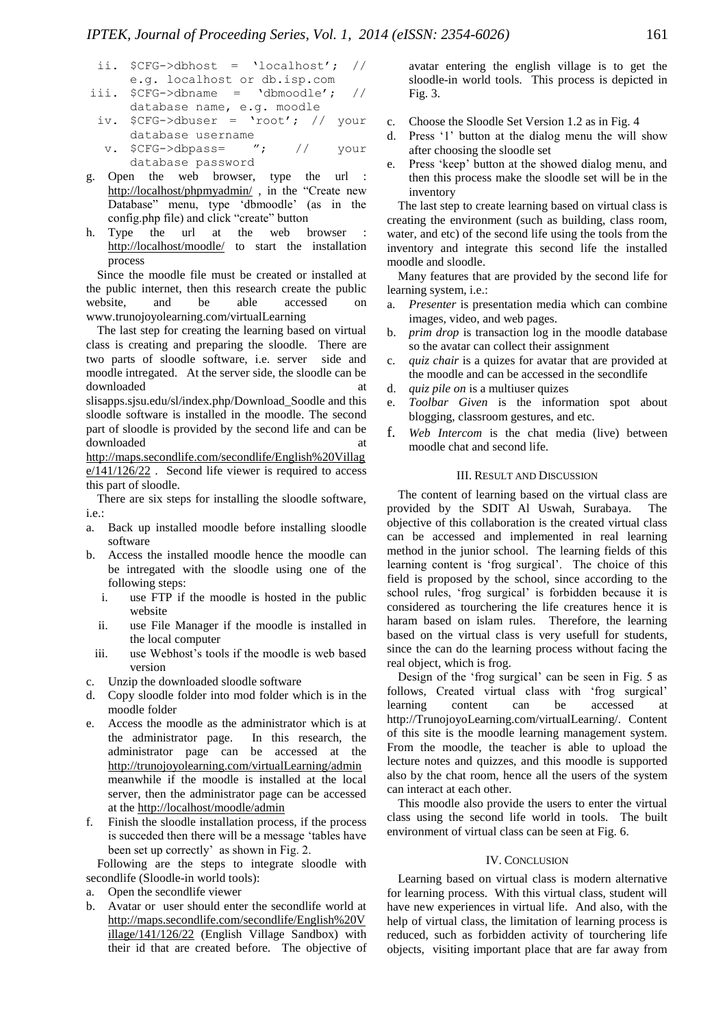ii. $CFG->dbhost = 'localhost'; // e.g. localhost or db.isp.com
iii. $CFG->dbname = 'dbmoodle'; // database name, e.g. moodle
iv. $CFG->dbuser = 'root'; // your database username
v. $CFG->dbpass= ''; // your database password

g. Open the web browser, type the url : http://localhost/phpmyadmin/ , in the "Create new Database" menu, type 'dbmoodle' (as in the config.php file) and click "create" button
h. Type the url at the web browser : http://localhost/moodle/ to start the installation process

Since the moodle file must be created or installed at the public internet, then this research create the public website, and be able accessed on www.trunojoyolearning.com/virtualLearning

The last step for creating the learning based on virtual class is creating and preparing the sloodle. There are two parts of sloodle software, i.e. server side and moodle intregated. At the server side, the sloodle can be downloaded at slisapps.sjsu.edu/sl/index.php/Download_Soodle and this sloodle software is installed in the moodle. The second part of sloodle is provided by the second life and can be downloaded at http://maps.secondlife.com/secondlife/English%20Village/141/126/22 . Second life viewer is required to access this part of sloodle.

There are six steps for installing the sloodle software, i.e.:

a. Back up installed moodle before installing sloodle software
b. Access the installed moodle hence the moodle can be intregated with the sloodle using one of the following steps:
   i. use FTP if the moodle is hosted in the public website
   ii. use File Manager if the moodle is installed in the local computer
   iii. use Webhost's tools if the moodle is web based version
c. Unzip the downloaded sloodle software
d. Copy sloodle folder into mod folder which is in the moodle folder
e. Access the moodle as the administrator which is at the administrator page. In this research, the administrator page can be accessed at the http://trunojoyolearning.com/virtualLearning/admin meanwhile if the moodle is installed at the local server, then the administrator page can be accessed at the http://localhost/moodle/admin
f. Finish the sloodle installation process, if the process is succeded then there will be a message 'tables have been set up correctly' as shown in Fig. 2.

Following are the steps to integrate sloodle with secondlife (Sloodle-in world tools):

a. Open the secondlife viewer
b. Avatar or user should enter the secondlife world at http://maps.secondlife.com/secondlife/English%20Village/141/126/22 (English Village Sandbox) with their id that are created before. The objective of avatar entering the english village is to get the sloodle-in world tools. This process is depicted in Fig. 3.
c. Choose the Sloodle Set Version 1.2 as in Fig. 4
d. Press '1' button at the dialog menu the will show after choosing the sloodle set
e. Press 'keep' button at the showed dialog menu, and then this process make the sloodle set will be in the inventory

The last step to create learning based on virtual class is creating the environment (such as building, class room, water, and etc) of the second life using the tools from the inventory and integrate this second life the installed moodle and sloodle.

Many features that are provided by the second life for learning system, i.e.:

a. *Presenter* is presentation media which can combine images, video, and web pages.
b. *prim drop* is transaction log in the moodle database so the avatar can collect their assignment
c. *quiz chair* is a quizes for avatar that are provided at the moodle and can be accessed in the secondlife
d. *quiz pile on* is a multiuser quizes
e. *Toolbar Given* is the information spot about blogging, classroom gestures, and etc.
f. *Web Intercom* is the chat media (live) between moodle chat and second life.

## III. Result and Discussion

The content of learning based on the virtual class are provided by the SDIT Al Uswah, Surabaya. The objective of this collaboration is the created virtual class can be accessed and implemented in real learning method in the junior school. The learning fields of this learning content is 'frog surgical'. The choice of this field is proposed by the school, since according to the school rules, 'frog surgical' is forbidden because it is considered as tourchering the life creatures hence it is haram based on islam rules. Therefore, the learning based on the virtual class is very usefull for students, since the can do the learning process without facing the real object, which is frog.

Design of the 'frog surgical' can be seen in Fig. 5 as follows, Created virtual class with 'frog surgical' learning content can be accessed at http://TrunojoyoLearning.com/virtualLearning/. Content of this site is the moodle learning management system. From the moodle, the teacher is able to upload the lecture notes and quizzes, and this moodle is supported also by the chat room, hence all the users of the system can interact at each other.

This moodle also provide the users to enter the virtual class using the second life world in tools. The built environment of virtual class can be seen at Fig. 6.

## IV. Conclusion

Learning based on virtual class is modern alternative for learning process. With this virtual class, student will have new experiences in virtual life. And also, with the help of virtual class, the limitation of learning process is reduced, such as forbidden activity of tourchering life objects, visiting important place that are far away from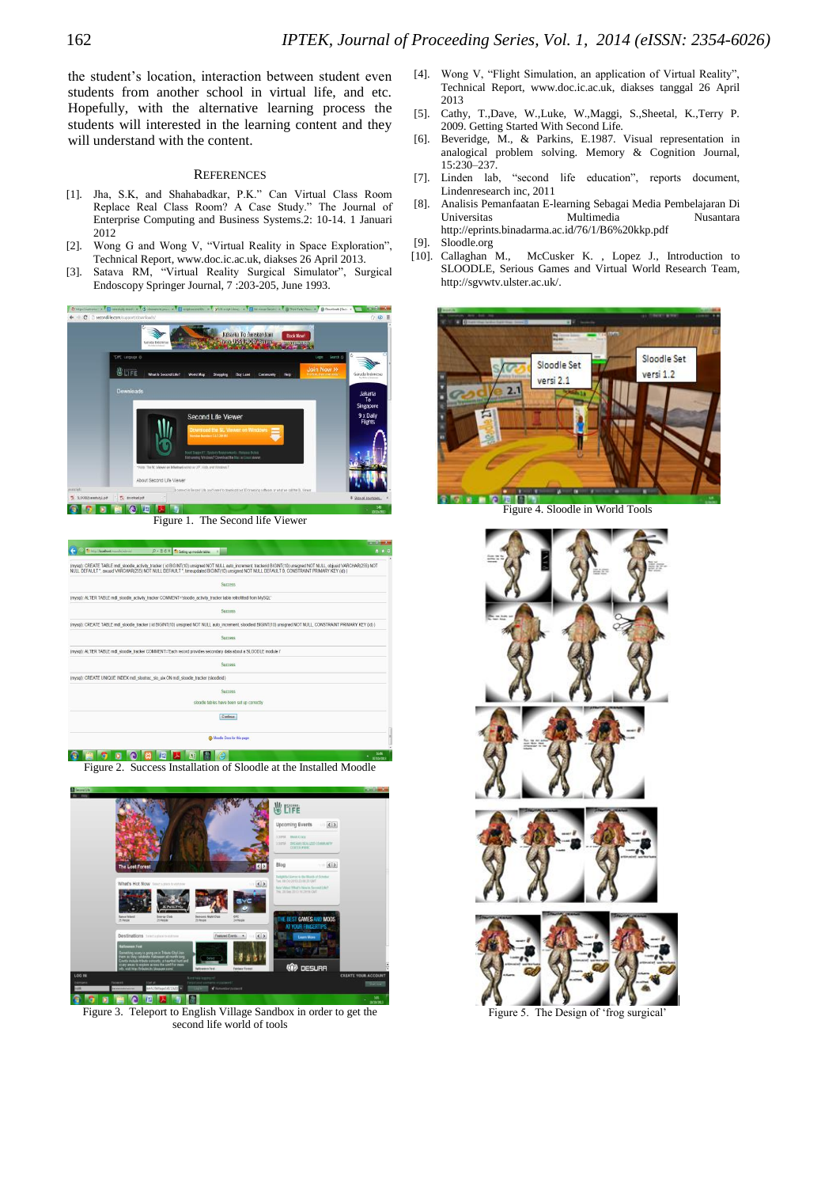the student's location, interaction between student even students from another school in virtual life, and etc. Hopefully, with the alternative learning process the students will interested in the learning content and they will understand with the content.

## REFERENCES

[1]. Jha, S.K, and Shahabadkar, P.K." Can Virtual Class Room Replace Real Class Room? A Case Study." The Journal of Enterprise Computing and Business Systems.2: 10-14. 1 Januari 2012

[2]. Wong G and Wong V, "Virtual Reality in Space Exploration", Technical Report, www.doc.ic.ac.uk, diakses 26 April 2013.

[3]. Satava RM, "Virtual Reality Surgical Simulator", Surgical Endoscopy Springer Journal, 7 :203-205, June 1993.

[4]. Wong V, "Flight Simulation, an application of Virtual Reality", Technical Report, www.doc.ic.ac.uk, diakses tanggal 26 April 2013

[5]. Cathy, T.,Dave, W.,Luke, W.,Maggi, S.,Sheetal, K.,Terry P. 2009. Getting Started With Second Life.

[6]. Beveridge, M., & Parkins, E.1987. Visual representation in analogical problem solving. Memory & Cognition Journal, 15:230–237.

[7]. Linden lab, "second life education", reports document, Lindenresearch inc, 2011

[8]. Analisis Pemanfaatan E-learning Sebagai Media Pembelajaran Di Universitas Multimedia Nusantara http://eprints.binadarma.ac.id/76/1/B6%20kkp.pdf

[9]. Sloodle.org

[10]. Callaghan M., McCusker K. , Lopez J., Introduction to SLOODLE, Serious Games and Virtual World Research Team, http://sgvwtv.ulster.ac.uk/.

Figure 1. The Second life Viewer

Figure 2. Success Installation of Sloodle at the Installed Moodle

Figure 3. Teleport to English Village Sandbox in order to get the second life world of tools

Figure 4. Sloodle in World Tools

Figure 5. The Design of 'frog surgical'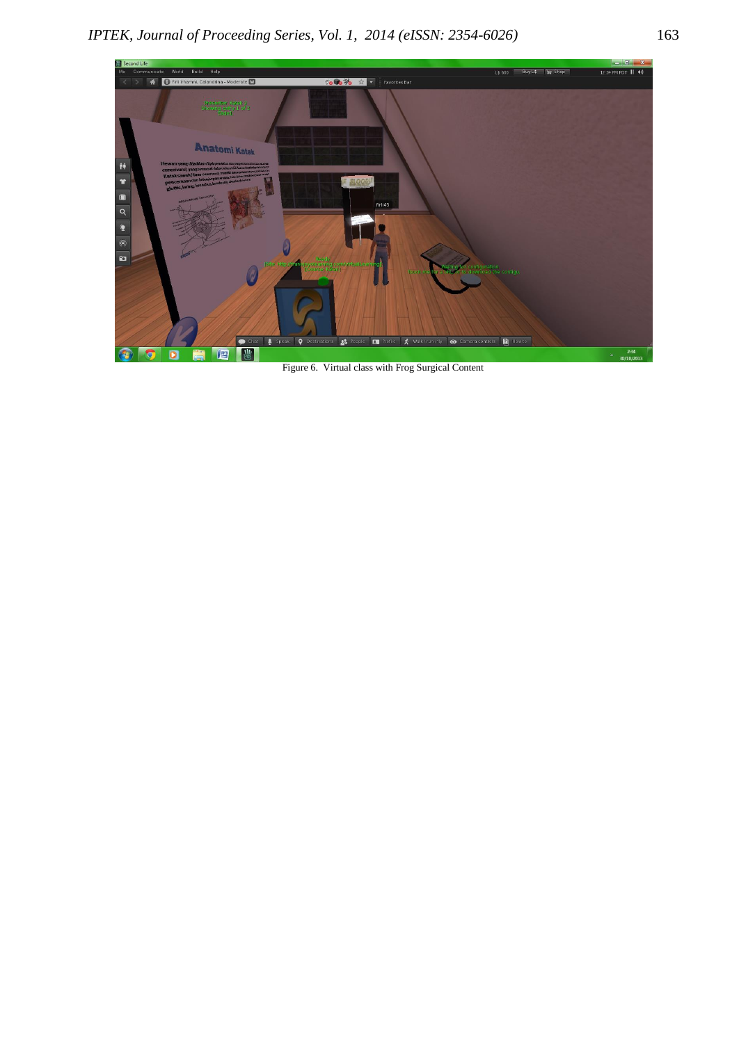Figure 6. Virtual class with Frog Surgical Content